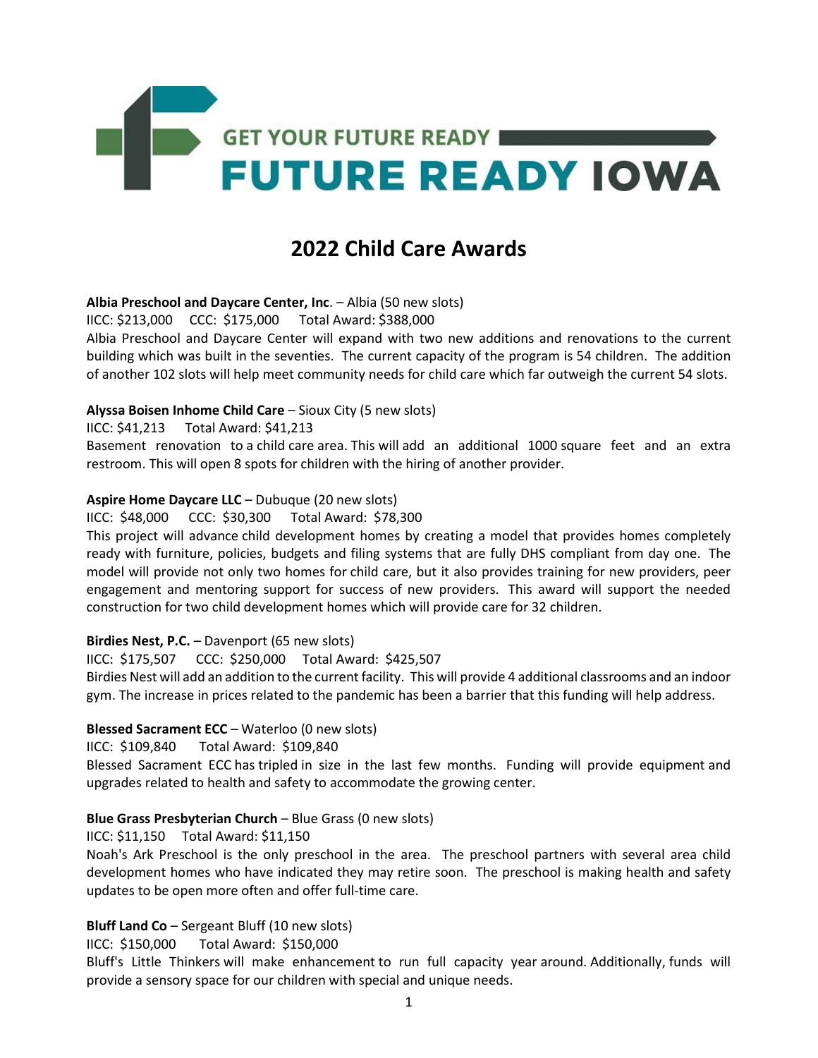GET YOUR FUTURE READY

FUTURE READY IOWA

# 2022 Child Care Awards

**Albia Preschool and Daycare Center, Inc**. – Albia (50 new slots)
IICC: $213,000 CCC: $175,000 Total Award: $388,000
Albia Preschool and Daycare Center will expand with two new additions and renovations to the current building which was built in the seventies. The current capacity of the program is 54 children. The addition of another 102 slots will help meet community needs for child care which far outweigh the current 54 slots.

**Alyssa Boisen Inhome Child Care** – Sioux City (5 new slots)
IICC: $41,213 Total Award: $41,213
Basement renovation to a child care area. This will add an additional 1000 square feet and an extra restroom. This will open 8 spots for children with the hiring of another provider.

**Aspire Home Daycare LLC** – Dubuque (20 new slots)
IICC: $48,000 CCC: $30,300 Total Award: $78,300
This project will advance child development homes by creating a model that provides homes completely ready with furniture, policies, budgets and filing systems that are fully DHS compliant from day one. The model will provide not only two homes for child care, but it also provides training for new providers, peer engagement and mentoring support for success of new providers. This award will support the needed construction for two child development homes which will provide care for 32 children.

**Birdies Nest, P.C.** – Davenport (65 new slots)
IICC: $175,507 CCC: $250,000 Total Award: $425,507
Birdies Nest will add an addition to the current facility. This will provide 4 additional classrooms and an indoor gym. The increase in prices related to the pandemic has been a barrier that this funding will help address.

**Blessed Sacrament ECC** – Waterloo (0 new slots)
IICC: $109,840 Total Award: $109,840
Blessed Sacrament ECC has tripled in size in the last few months. Funding will provide equipment and upgrades related to health and safety to accommodate the growing center.

**Blue Grass Presbyterian Church** – Blue Grass (0 new slots)
IICC: $11,150 Total Award: $11,150
Noah's Ark Preschool is the only preschool in the area. The preschool partners with several area child development homes who have indicated they may retire soon. The preschool is making health and safety updates to be open more often and offer full-time care.

**Bluff Land Co** – Sergeant Bluff (10 new slots)
IICC: $150,000 Total Award: $150,000
Bluff's Little Thinkers will make enhancement to run full capacity year around. Additionally, funds will provide a sensory space for our children with special and unique needs.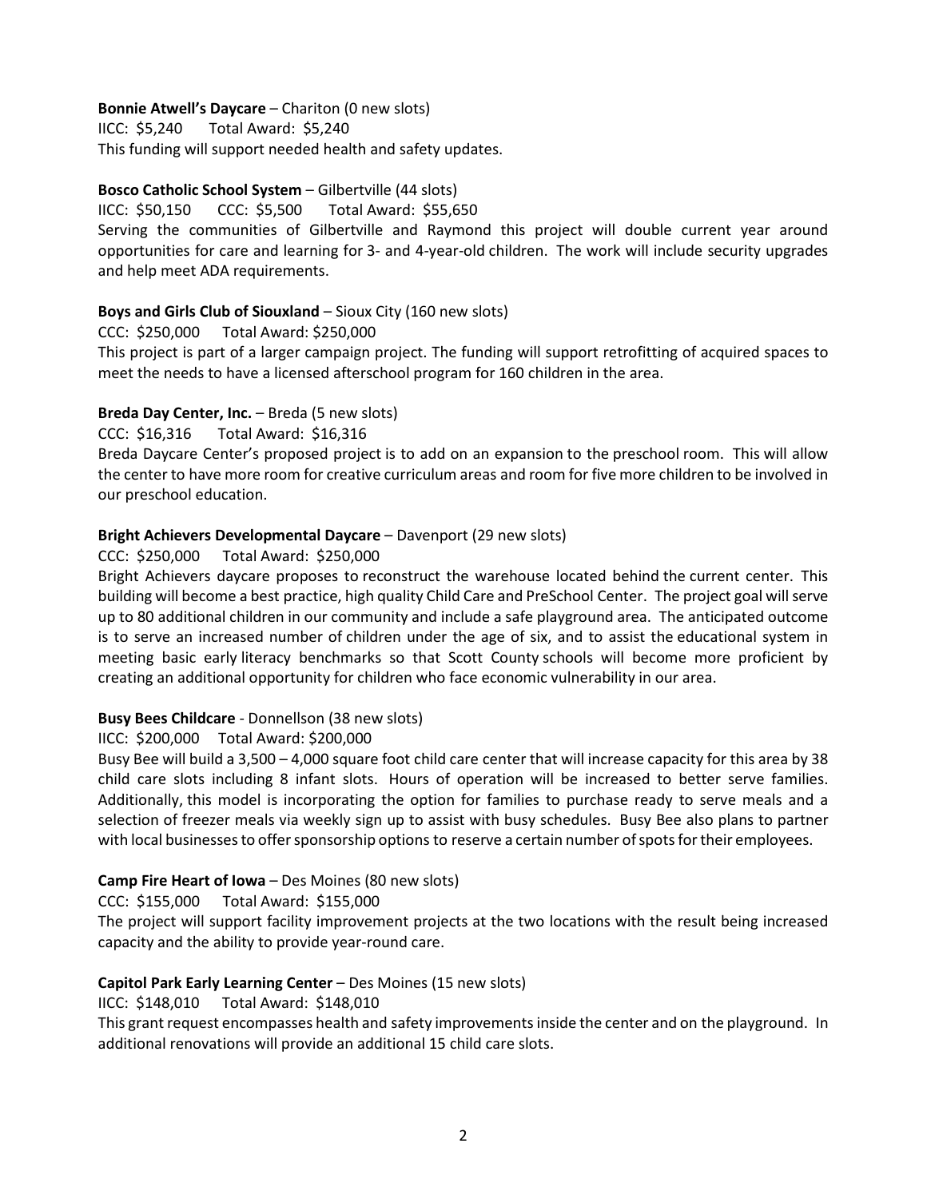**Bonnie Atwell's Daycare** – Chariton (0 new slots)
IICC: $5,240 Total Award: $5,240
This funding will support needed health and safety updates.

**Bosco Catholic School System** – Gilbertville (44 slots)
IICC: $50,150 CCC: $5,500 Total Award: $55,650
Serving the communities of Gilbertville and Raymond this project will double current year around opportunities for care and learning for 3- and 4-year-old children. The work will include security upgrades and help meet ADA requirements.

**Boys and Girls Club of Siouxland** – Sioux City (160 new slots)
CCC: $250,000 Total Award: $250,000
This project is part of a larger campaign project. The funding will support retrofitting of acquired spaces to meet the needs to have a licensed afterschool program for 160 children in the area.

**Breda Day Center, Inc.** – Breda (5 new slots)
CCC: $16,316 Total Award: $16,316
Breda Daycare Center's proposed project is to add on an expansion to the preschool room. This will allow the center to have more room for creative curriculum areas and room for five more children to be involved in our preschool education.

**Bright Achievers Developmental Daycare** – Davenport (29 new slots)
CCC: $250,000 Total Award: $250,000
Bright Achievers daycare proposes to reconstruct the warehouse located behind the current center. This building will become a best practice, high quality Child Care and PreSchool Center. The project goal will serve up to 80 additional children in our community and include a safe playground area. The anticipated outcome is to serve an increased number of children under the age of six, and to assist the educational system in meeting basic early literacy benchmarks so that Scott County schools will become more proficient by creating an additional opportunity for children who face economic vulnerability in our area.

**Busy Bees Childcare** - Donnellson (38 new slots)
IICC: $200,000 Total Award: $200,000
Busy Bee will build a 3,500 – 4,000 square foot child care center that will increase capacity for this area by 38 child care slots including 8 infant slots. Hours of operation will be increased to better serve families. Additionally, this model is incorporating the option for families to purchase ready to serve meals and a selection of freezer meals via weekly sign up to assist with busy schedules. Busy Bee also plans to partner with local businesses to offer sponsorship options to reserve a certain number of spots for their employees.

**Camp Fire Heart of Iowa** – Des Moines (80 new slots)
CCC: $155,000 Total Award: $155,000
The project will support facility improvement projects at the two locations with the result being increased capacity and the ability to provide year-round care.

**Capitol Park Early Learning Center** – Des Moines (15 new slots)
IICC: $148,010 Total Award: $148,010
This grant request encompasses health and safety improvements inside the center and on the playground. In additional renovations will provide an additional 15 child care slots.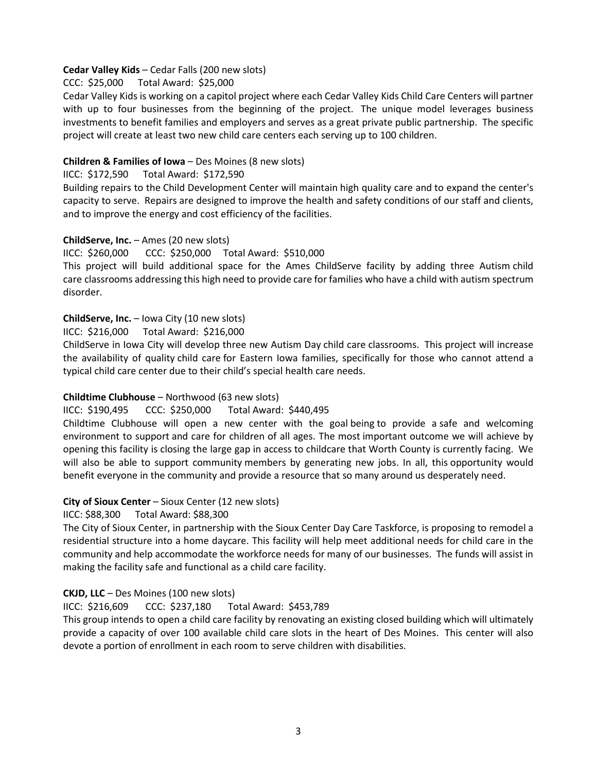**Cedar Valley Kids** – Cedar Falls (200 new slots)

CCC: $25,000 Total Award: $25,000

Cedar Valley Kids is working on a capitol project where each Cedar Valley Kids Child Care Centers will partner with up to four businesses from the beginning of the project. The unique model leverages business investments to benefit families and employers and serves as a great private public partnership. The specific project will create at least two new child care centers each serving up to 100 children.

**Children & Families of Iowa** – Des Moines (8 new slots)

IICC: $172,590 Total Award: $172,590

Building repairs to the Child Development Center will maintain high quality care and to expand the center's capacity to serve. Repairs are designed to improve the health and safety conditions of our staff and clients, and to improve the energy and cost efficiency of the facilities.

**ChildServe, Inc.** – Ames (20 new slots)

IICC: $260,000 CCC: $250,000 Total Award: $510,000

This project will build additional space for the Ames ChildServe facility by adding three Autism child care classrooms addressing this high need to provide care for families who have a child with autism spectrum disorder.

**ChildServe, Inc.** – Iowa City (10 new slots)

IICC: $216,000 Total Award: $216,000

ChildServe in Iowa City will develop three new Autism Day child care classrooms. This project will increase the availability of quality child care for Eastern Iowa families, specifically for those who cannot attend a typical child care center due to their child's special health care needs.

**Childtime Clubhouse** – Northwood (63 new slots)

IICC: $190,495 CCC: $250,000 Total Award: $440,495

Childtime Clubhouse will open a new center with the goal being to provide a safe and welcoming environment to support and care for children of all ages. The most important outcome we will achieve by opening this facility is closing the large gap in access to childcare that Worth County is currently facing. We will also be able to support community members by generating new jobs. In all, this opportunity would benefit everyone in the community and provide a resource that so many around us desperately need.

**City of Sioux Center** – Sioux Center (12 new slots)

IICC: $88,300 Total Award: $88,300

The City of Sioux Center, in partnership with the Sioux Center Day Care Taskforce, is proposing to remodel a residential structure into a home daycare. This facility will help meet additional needs for child care in the community and help accommodate the workforce needs for many of our businesses. The funds will assist in making the facility safe and functional as a child care facility.

**CKJD, LLC** – Des Moines (100 new slots)

IICC: $216,609 CCC: $237,180 Total Award: $453,789

This group intends to open a child care facility by renovating an existing closed building which will ultimately provide a capacity of over 100 available child care slots in the heart of Des Moines. This center will also devote a portion of enrollment in each room to serve children with disabilities.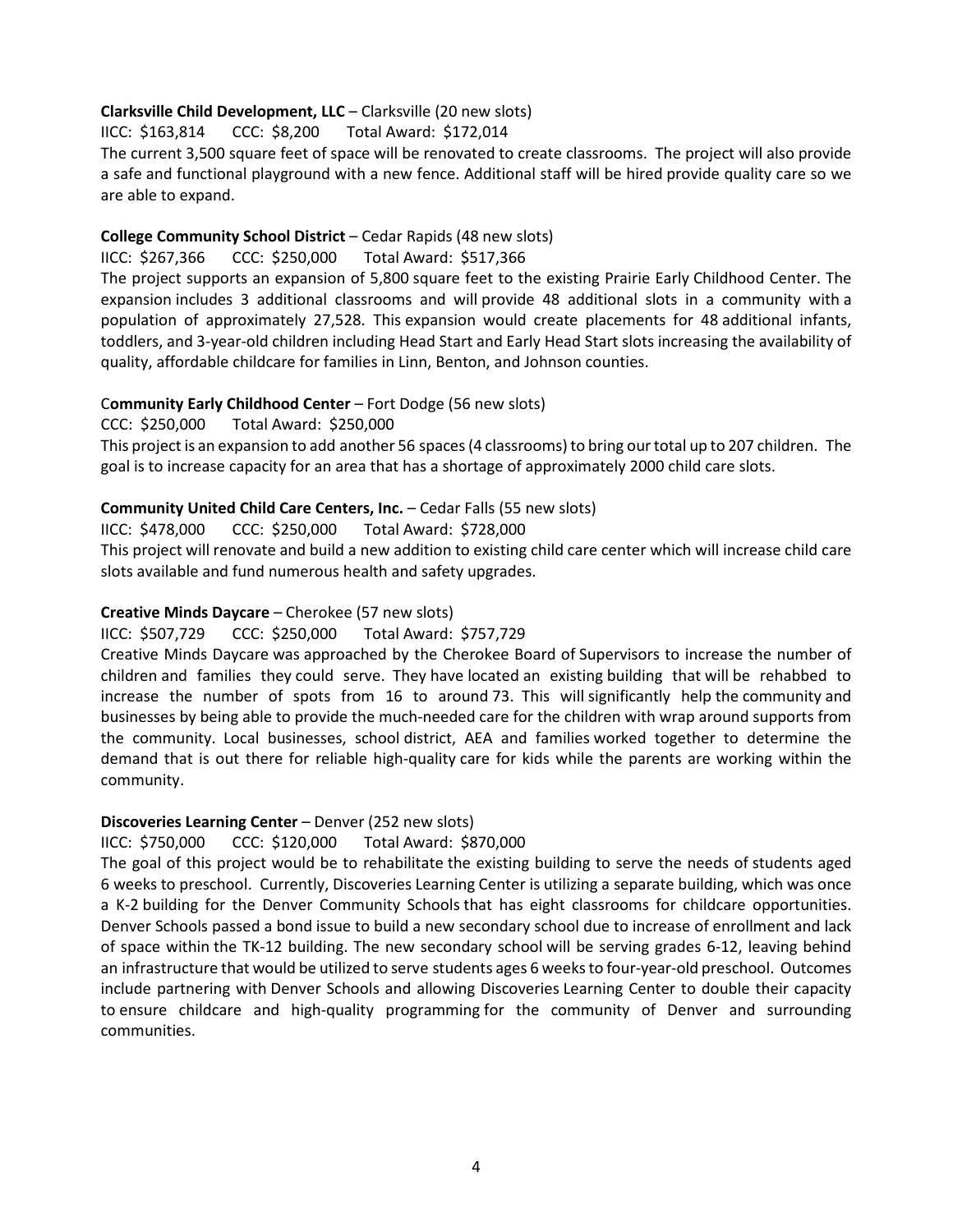**Clarksville Child Development, LLC** – Clarksville (20 new slots)

IICC: $163,814 CCC: $8,200 Total Award: $172,014

The current 3,500 square feet of space will be renovated to create classrooms. The project will also provide a safe and functional playground with a new fence. Additional staff will be hired provide quality care so we are able to expand.

**College Community School District** – Cedar Rapids (48 new slots)

IICC: $267,366 CCC: $250,000 Total Award: $517,366

The project supports an expansion of 5,800 square feet to the existing Prairie Early Childhood Center. The expansion includes 3 additional classrooms and will provide 48 additional slots in a community with a population of approximately 27,528. This expansion would create placements for 48 additional infants, toddlers, and 3-year-old children including Head Start and Early Head Start slots increasing the availability of quality, affordable childcare for families in Linn, Benton, and Johnson counties.

C**ommunity Early Childhood Center** – Fort Dodge (56 new slots)

CCC: $250,000 Total Award: $250,000

This project is an expansion to add another 56 spaces (4 classrooms) to bring our total up to 207 children. The goal is to increase capacity for an area that has a shortage of approximately 2000 child care slots.

**Community United Child Care Centers, Inc.** – Cedar Falls (55 new slots)

IICC: $478,000 CCC: $250,000 Total Award: $728,000

This project will renovate and build a new addition to existing child care center which will increase child care slots available and fund numerous health and safety upgrades.

**Creative Minds Daycare** – Cherokee (57 new slots)

IICC: $507,729 CCC: $250,000 Total Award: $757,729

Creative Minds Daycare was approached by the Cherokee Board of Supervisors to increase the number of children and families they could serve. They have located an existing building that will be rehabbed to increase the number of spots from 16 to around 73. This will significantly help the community and businesses by being able to provide the much-needed care for the children with wrap around supports from the community. Local businesses, school district, AEA and families worked together to determine the demand that is out there for reliable high-quality care for kids while the parents are working within the community.

**Discoveries Learning Center** – Denver (252 new slots)

IICC: $750,000 CCC: $120,000 Total Award: $870,000

The goal of this project would be to rehabilitate the existing building to serve the needs of students aged 6 weeks to preschool. Currently, Discoveries Learning Center is utilizing a separate building, which was once a K-2 building for the Denver Community Schools that has eight classrooms for childcare opportunities. Denver Schools passed a bond issue to build a new secondary school due to increase of enrollment and lack of space within the TK-12 building. The new secondary school will be serving grades 6-12, leaving behind an infrastructure that would be utilized to serve students ages 6 weeks to four-year-old preschool. Outcomes include partnering with Denver Schools and allowing Discoveries Learning Center to double their capacity to ensure childcare and high-quality programming for the community of Denver and surrounding communities.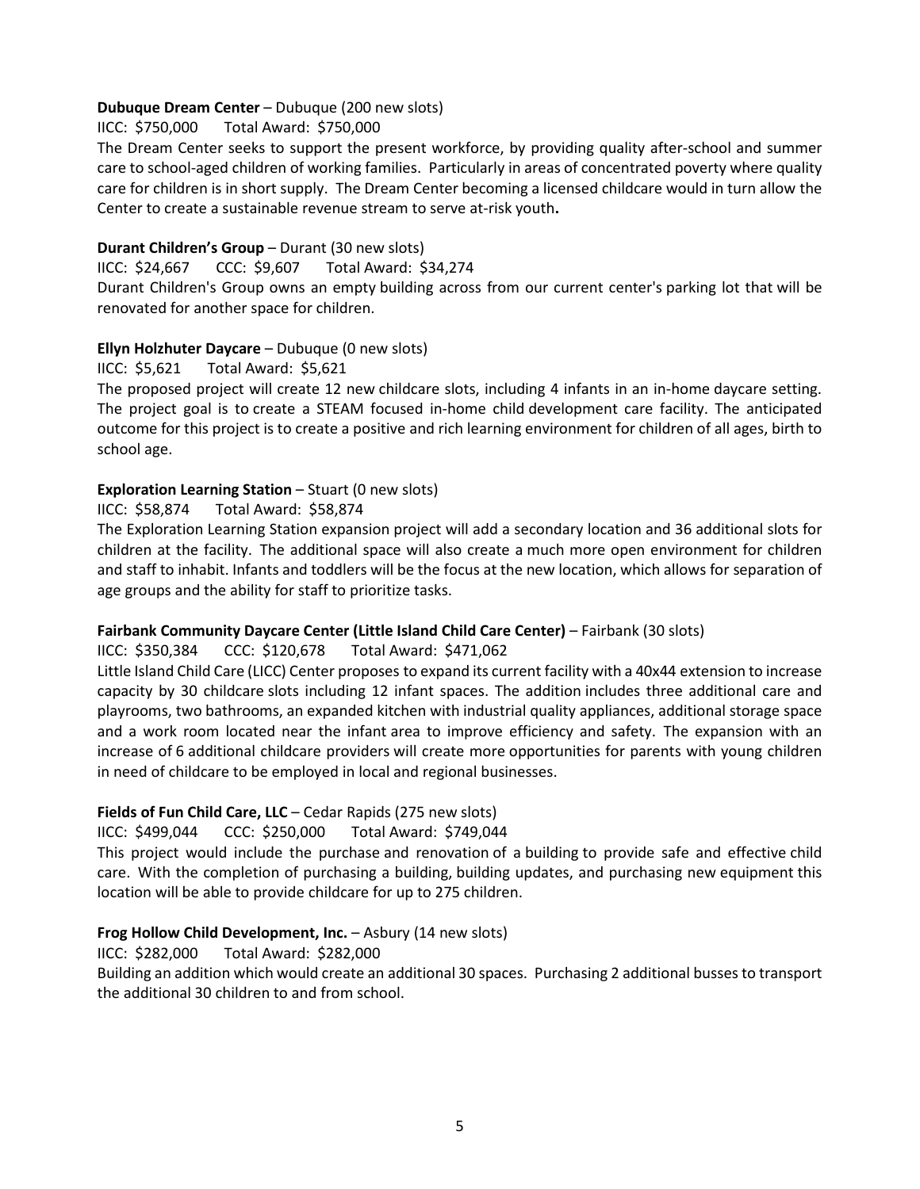**Dubuque Dream Center** – Dubuque (200 new slots)

IICC: $750,000 Total Award: $750,000

The Dream Center seeks to support the present workforce, by providing quality after-school and summer care to school-aged children of working families. Particularly in areas of concentrated poverty where quality care for children is in short supply. The Dream Center becoming a licensed childcare would in turn allow the Center to create a sustainable revenue stream to serve at-risk youth**.**

**Durant Children's Group** – Durant (30 new slots)

IICC: $24,667 CCC: $9,607 Total Award: $34,274

Durant Children's Group owns an empty building across from our current center's parking lot that will be renovated for another space for children.

**Ellyn Holzhuter Daycare** – Dubuque (0 new slots)

IICC: $5,621 Total Award: $5,621

The proposed project will create 12 new childcare slots, including 4 infants in an in-home daycare setting. The project goal is to create a STEAM focused in-home child development care facility. The anticipated outcome for this project is to create a positive and rich learning environment for children of all ages, birth to school age.

**Exploration Learning Station** – Stuart (0 new slots)

IICC: $58,874 Total Award: $58,874

The Exploration Learning Station expansion project will add a secondary location and 36 additional slots for children at the facility. The additional space will also create a much more open environment for children and staff to inhabit. Infants and toddlers will be the focus at the new location, which allows for separation of age groups and the ability for staff to prioritize tasks.

**Fairbank Community Daycare Center (Little Island Child Care Center)** – Fairbank (30 slots)

IICC: $350,384 CCC: $120,678 Total Award: $471,062

Little Island Child Care (LICC) Center proposes to expand its current facility with a 40x44 extension to increase capacity by 30 childcare slots including 12 infant spaces. The addition includes three additional care and playrooms, two bathrooms, an expanded kitchen with industrial quality appliances, additional storage space and a work room located near the infant area to improve efficiency and safety. The expansion with an increase of 6 additional childcare providers will create more opportunities for parents with young children in need of childcare to be employed in local and regional businesses.

**Fields of Fun Child Care, LLC** – Cedar Rapids (275 new slots)

IICC: $499,044 CCC: $250,000 Total Award: $749,044

This project would include the purchase and renovation of a building to provide safe and effective child care. With the completion of purchasing a building, building updates, and purchasing new equipment this location will be able to provide childcare for up to 275 children.

**Frog Hollow Child Development, Inc.** – Asbury (14 new slots)

IICC: $282,000 Total Award: $282,000

Building an addition which would create an additional 30 spaces. Purchasing 2 additional busses to transport the additional 30 children to and from school.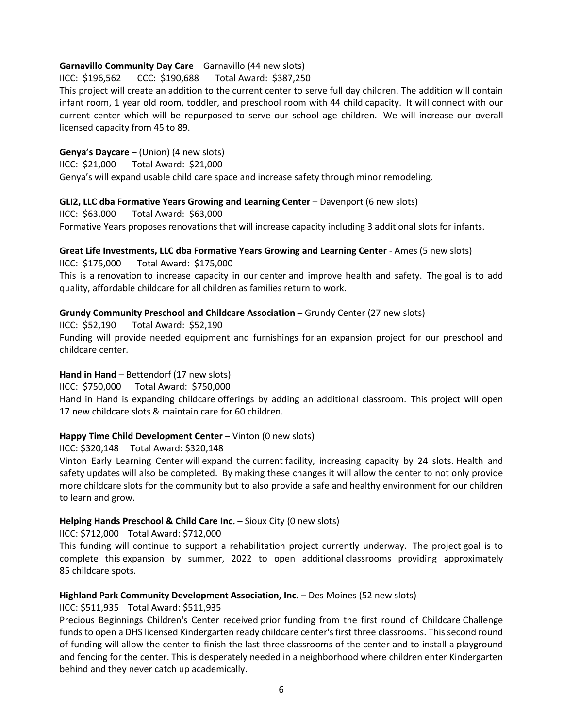**Garnavillo Community Day Care** – Garnavillo (44 new slots)

IICC: $196,562 CCC: $190,688 Total Award: $387,250

This project will create an addition to the current center to serve full day children. The addition will contain infant room, 1 year old room, toddler, and preschool room with 44 child capacity. It will connect with our current center which will be repurposed to serve our school age children. We will increase our overall licensed capacity from 45 to 89.

**Genya's Daycare** – (Union) (4 new slots)

IICC: $21,000 Total Award: $21,000

Genya's will expand usable child care space and increase safety through minor remodeling.

**GLI2, LLC dba Formative Years Growing and Learning Center** – Davenport (6 new slots)

IICC: $63,000 Total Award: $63,000

Formative Years proposes renovations that will increase capacity including 3 additional slots for infants.

**Great Life Investments, LLC dba Formative Years Growing and Learning Center** - Ames (5 new slots)

IICC: $175,000 Total Award: $175,000

This is a renovation to increase capacity in our center and improve health and safety. The goal is to add quality, affordable childcare for all children as families return to work.

**Grundy Community Preschool and Childcare Association** – Grundy Center (27 new slots)

IICC: $52,190 Total Award: $52,190

Funding will provide needed equipment and furnishings for an expansion project for our preschool and childcare center.

**Hand in Hand** – Bettendorf (17 new slots)

IICC: $750,000 Total Award: $750,000

Hand in Hand is expanding childcare offerings by adding an additional classroom. This project will open 17 new childcare slots & maintain care for 60 children.

**Happy Time Child Development Center** – Vinton (0 new slots)

IICC: $320,148 Total Award: $320,148

Vinton Early Learning Center will expand the current facility, increasing capacity by 24 slots. Health and safety updates will also be completed. By making these changes it will allow the center to not only provide more childcare slots for the community but to also provide a safe and healthy environment for our children to learn and grow.

**Helping Hands Preschool & Child Care Inc.** – Sioux City (0 new slots)

IICC: $712,000 Total Award: $712,000

This funding will continue to support a rehabilitation project currently underway. The project goal is to complete this expansion by summer, 2022 to open additional classrooms providing approximately 85 childcare spots.

**Highland Park Community Development Association, Inc.** – Des Moines (52 new slots)

IICC: $511,935 Total Award: $511,935

Precious Beginnings Children's Center received prior funding from the first round of Childcare Challenge funds to open a DHS licensed Kindergarten ready childcare center's first three classrooms. This second round of funding will allow the center to finish the last three classrooms of the center and to install a playground and fencing for the center. This is desperately needed in a neighborhood where children enter Kindergarten behind and they never catch up academically.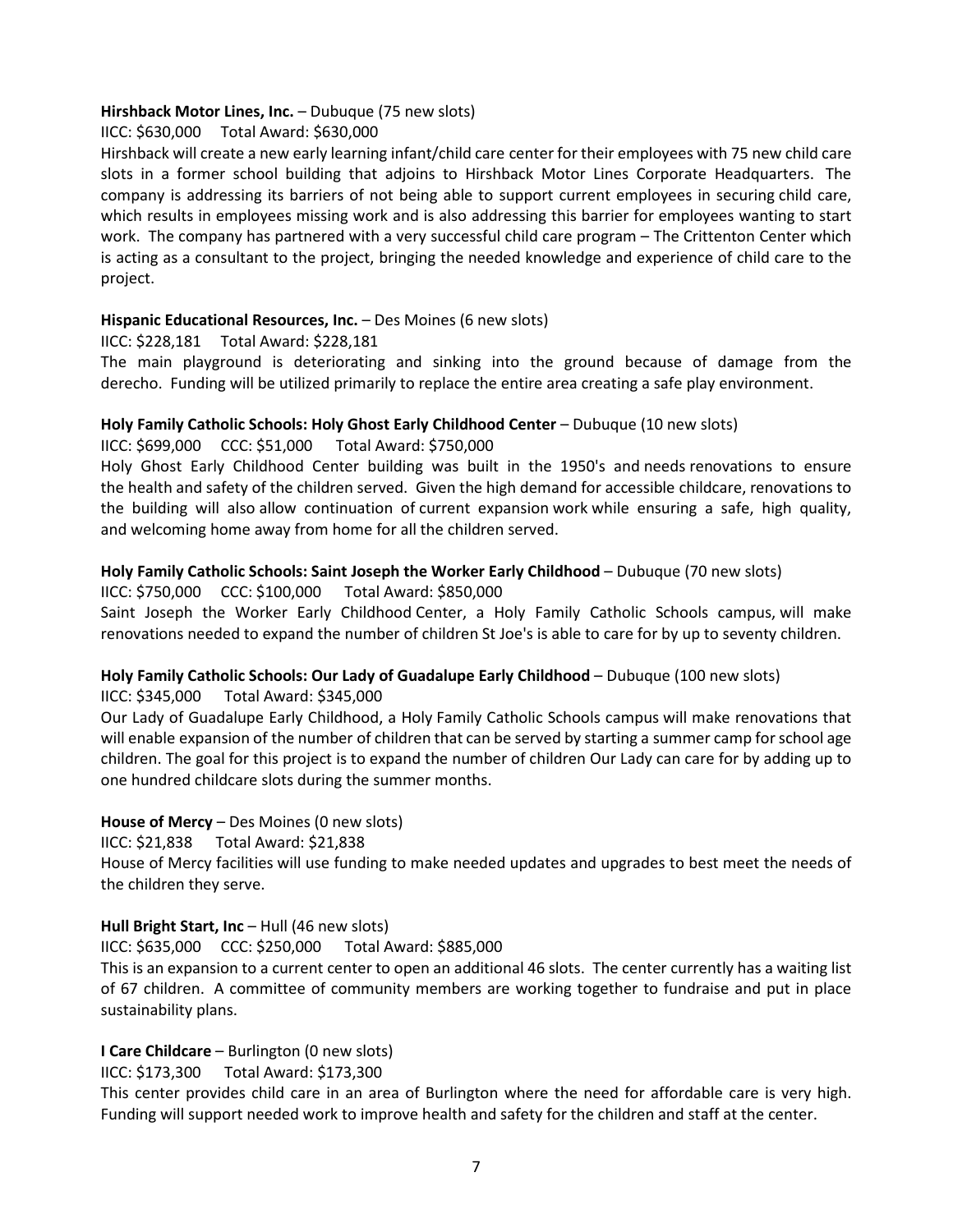**Hirshback Motor Lines, Inc.** – Dubuque (75 new slots)

IICC: $630,000 Total Award: $630,000

Hirshback will create a new early learning infant/child care center for their employees with 75 new child care slots in a former school building that adjoins to Hirshback Motor Lines Corporate Headquarters. The company is addressing its barriers of not being able to support current employees in securing child care, which results in employees missing work and is also addressing this barrier for employees wanting to start work. The company has partnered with a very successful child care program – The Crittenton Center which is acting as a consultant to the project, bringing the needed knowledge and experience of child care to the project.

**Hispanic Educational Resources, Inc.** – Des Moines (6 new slots)

IICC: $228,181 Total Award: $228,181

The main playground is deteriorating and sinking into the ground because of damage from the derecho. Funding will be utilized primarily to replace the entire area creating a safe play environment.

**Holy Family Catholic Schools: Holy Ghost Early Childhood Center** – Dubuque (10 new slots)

IICC: $699,000 CCC: $51,000 Total Award: $750,000

Holy Ghost Early Childhood Center building was built in the 1950's and needs renovations to ensure the health and safety of the children served. Given the high demand for accessible childcare, renovations to the building will also allow continuation of current expansion work while ensuring a safe, high quality, and welcoming home away from home for all the children served.

**Holy Family Catholic Schools: Saint Joseph the Worker Early Childhood** – Dubuque (70 new slots)

IICC: $750,000 CCC: $100,000 Total Award: $850,000

Saint Joseph the Worker Early Childhood Center, a Holy Family Catholic Schools campus, will make renovations needed to expand the number of children St Joe's is able to care for by up to seventy children.

**Holy Family Catholic Schools: Our Lady of Guadalupe Early Childhood** – Dubuque (100 new slots)

IICC: $345,000 Total Award: $345,000

Our Lady of Guadalupe Early Childhood, a Holy Family Catholic Schools campus will make renovations that will enable expansion of the number of children that can be served by starting a summer camp for school age children. The goal for this project is to expand the number of children Our Lady can care for by adding up to one hundred childcare slots during the summer months.

**House of Mercy** – Des Moines (0 new slots)

IICC: $21,838 Total Award: $21,838

House of Mercy facilities will use funding to make needed updates and upgrades to best meet the needs of the children they serve.

**Hull Bright Start, Inc** – Hull (46 new slots)

IICC: $635,000 CCC: $250,000 Total Award: $885,000

This is an expansion to a current center to open an additional 46 slots. The center currently has a waiting list of 67 children. A committee of community members are working together to fundraise and put in place sustainability plans.

**I Care Childcare** – Burlington (0 new slots)

IICC: $173,300 Total Award: $173,300

This center provides child care in an area of Burlington where the need for affordable care is very high. Funding will support needed work to improve health and safety for the children and staff at the center.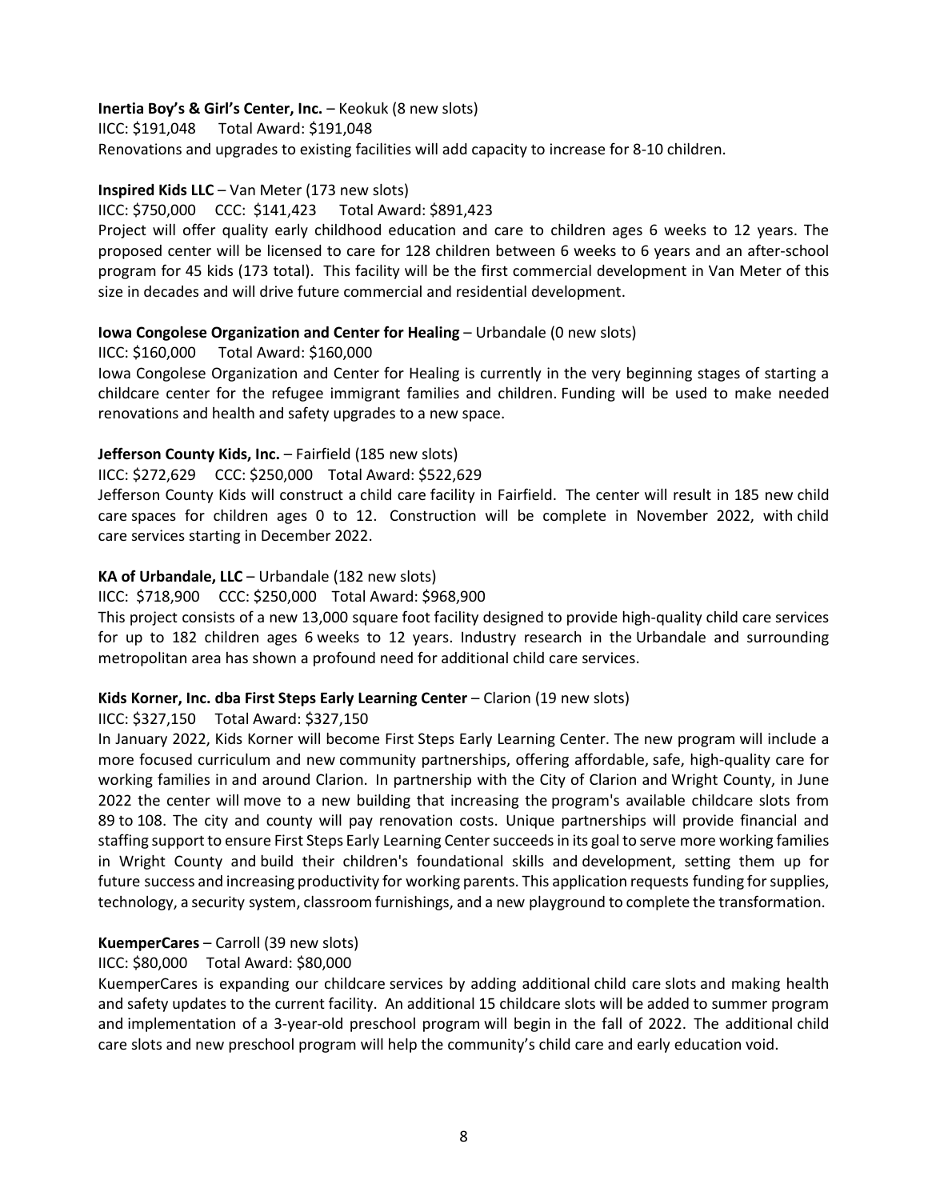**Inertia Boy's & Girl's Center, Inc.** – Keokuk (8 new slots)

IICC: $191,048     Total Award: $191,048

Renovations and upgrades to existing facilities will add capacity to increase for 8-10 children.

**Inspired Kids LLC** – Van Meter (173 new slots)

IICC: $750,000     CCC: $141,423     Total Award: $891,423

Project will offer quality early childhood education and care to children ages 6 weeks to 12 years. The proposed center will be licensed to care for 128 children between 6 weeks to 6 years and an after-school program for 45 kids (173 total). This facility will be the first commercial development in Van Meter of this size in decades and will drive future commercial and residential development.

**Iowa Congolese Organization and Center for Healing** – Urbandale (0 new slots)

IICC: $160,000     Total Award: $160,000

Iowa Congolese Organization and Center for Healing is currently in the very beginning stages of starting a childcare center for the refugee immigrant families and children. Funding will be used to make needed renovations and health and safety upgrades to a new space.

**Jefferson County Kids, Inc.** – Fairfield (185 new slots)

IICC: $272,629     CCC: $250,000     Total Award: $522,629

Jefferson County Kids will construct a child care facility in Fairfield. The center will result in 185 new child care spaces for children ages 0 to 12. Construction will be complete in November 2022, with child care services starting in December 2022.

**KA of Urbandale, LLC** – Urbandale (182 new slots)

IICC: $718,900     CCC: $250,000     Total Award: $968,900

This project consists of a new 13,000 square foot facility designed to provide high-quality child care services for up to 182 children ages 6 weeks to 12 years. Industry research in the Urbandale and surrounding metropolitan area has shown a profound need for additional child care services.

**Kids Korner, Inc. dba First Steps Early Learning Center** – Clarion (19 new slots)

IICC: $327,150     Total Award: $327,150

In January 2022, Kids Korner will become First Steps Early Learning Center. The new program will include a more focused curriculum and new community partnerships, offering affordable, safe, high-quality care for working families in and around Clarion. In partnership with the City of Clarion and Wright County, in June 2022 the center will move to a new building that increasing the program's available childcare slots from 89 to 108. The city and county will pay renovation costs. Unique partnerships will provide financial and staffing support to ensure First Steps Early Learning Center succeeds in its goal to serve more working families in Wright County and build their children's foundational skills and development, setting them up for future success and increasing productivity for working parents. This application requests funding for supplies, technology, a security system, classroom furnishings, and a new playground to complete the transformation.

**KuemperCares** – Carroll (39 new slots)

IICC: $80,000     Total Award: $80,000

KuemperCares is expanding our childcare services by adding additional child care slots and making health and safety updates to the current facility. An additional 15 childcare slots will be added to summer program and implementation of a 3-year-old preschool program will begin in the fall of 2022. The additional child care slots and new preschool program will help the community's child care and early education void.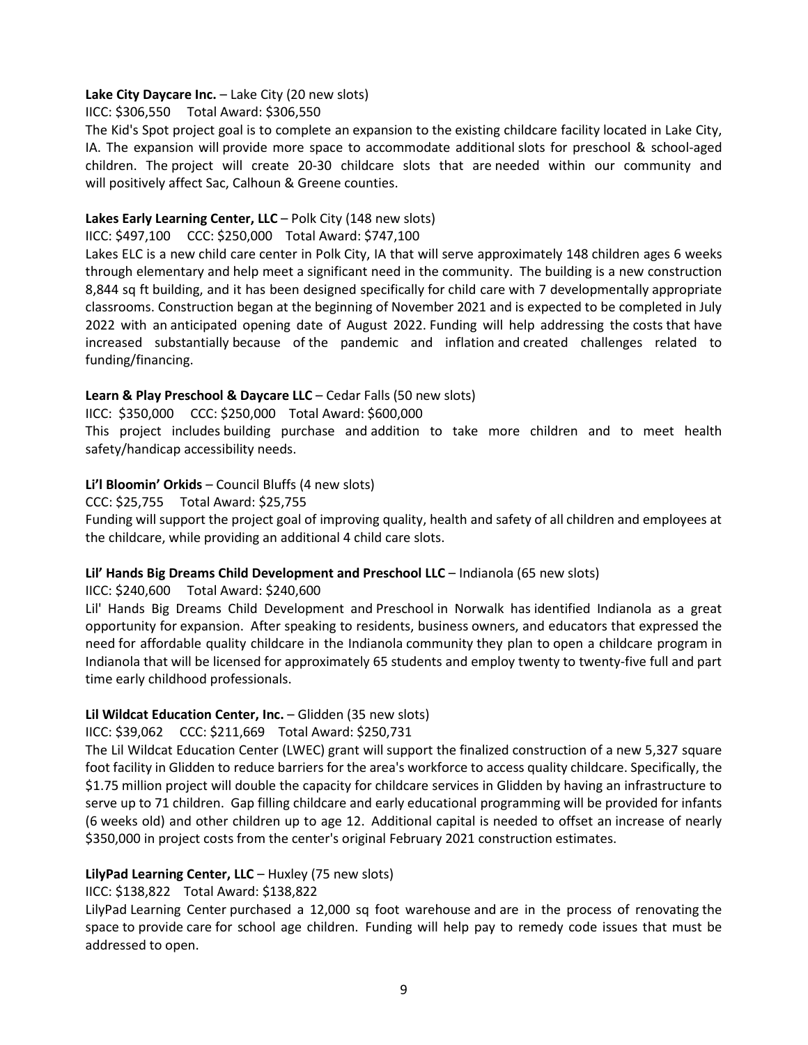**Lake City Daycare Inc.** – Lake City (20 new slots)

IICC: $306,550 Total Award: $306,550

The Kid's Spot project goal is to complete an expansion to the existing childcare facility located in Lake City, IA. The expansion will provide more space to accommodate additional slots for preschool & school-aged children. The project will create 20-30 childcare slots that are needed within our community and will positively affect Sac, Calhoun & Greene counties.

**Lakes Early Learning Center, LLC** – Polk City (148 new slots)

IICC: $497,100 CCC: $250,000 Total Award: $747,100

Lakes ELC is a new child care center in Polk City, IA that will serve approximately 148 children ages 6 weeks through elementary and help meet a significant need in the community. The building is a new construction 8,844 sq ft building, and it has been designed specifically for child care with 7 developmentally appropriate classrooms. Construction began at the beginning of November 2021 and is expected to be completed in July 2022 with an anticipated opening date of August 2022. Funding will help addressing the costs that have increased substantially because of the pandemic and inflation and created challenges related to funding/financing.

**Learn & Play Preschool & Daycare LLC** – Cedar Falls (50 new slots)

IICC: $350,000 CCC: $250,000 Total Award: $600,000

This project includes building purchase and addition to take more children and to meet health safety/handicap accessibility needs.

**Li'l Bloomin' Orkids** – Council Bluffs (4 new slots)

CCC: $25,755 Total Award: $25,755

Funding will support the project goal of improving quality, health and safety of all children and employees at the childcare, while providing an additional 4 child care slots.

**Lil' Hands Big Dreams Child Development and Preschool LLC** – Indianola (65 new slots)

IICC: $240,600 Total Award: $240,600

Lil' Hands Big Dreams Child Development and Preschool in Norwalk has identified Indianola as a great opportunity for expansion. After speaking to residents, business owners, and educators that expressed the need for affordable quality childcare in the Indianola community they plan to open a childcare program in Indianola that will be licensed for approximately 65 students and employ twenty to twenty-five full and part time early childhood professionals.

**Lil Wildcat Education Center, Inc.** – Glidden (35 new slots)

IICC: $39,062 CCC: $211,669 Total Award: $250,731

The Lil Wildcat Education Center (LWEC) grant will support the finalized construction of a new 5,327 square foot facility in Glidden to reduce barriers for the area's workforce to access quality childcare. Specifically, the $1.75 million project will double the capacity for childcare services in Glidden by having an infrastructure to serve up to 71 children. Gap filling childcare and early educational programming will be provided for infants (6 weeks old) and other children up to age 12. Additional capital is needed to offset an increase of nearly $350,000 in project costs from the center's original February 2021 construction estimates.

**LilyPad Learning Center, LLC** – Huxley (75 new slots)

IICC: $138,822 Total Award: $138,822

LilyPad Learning Center purchased a 12,000 sq foot warehouse and are in the process of renovating the space to provide care for school age children. Funding will help pay to remedy code issues that must be addressed to open.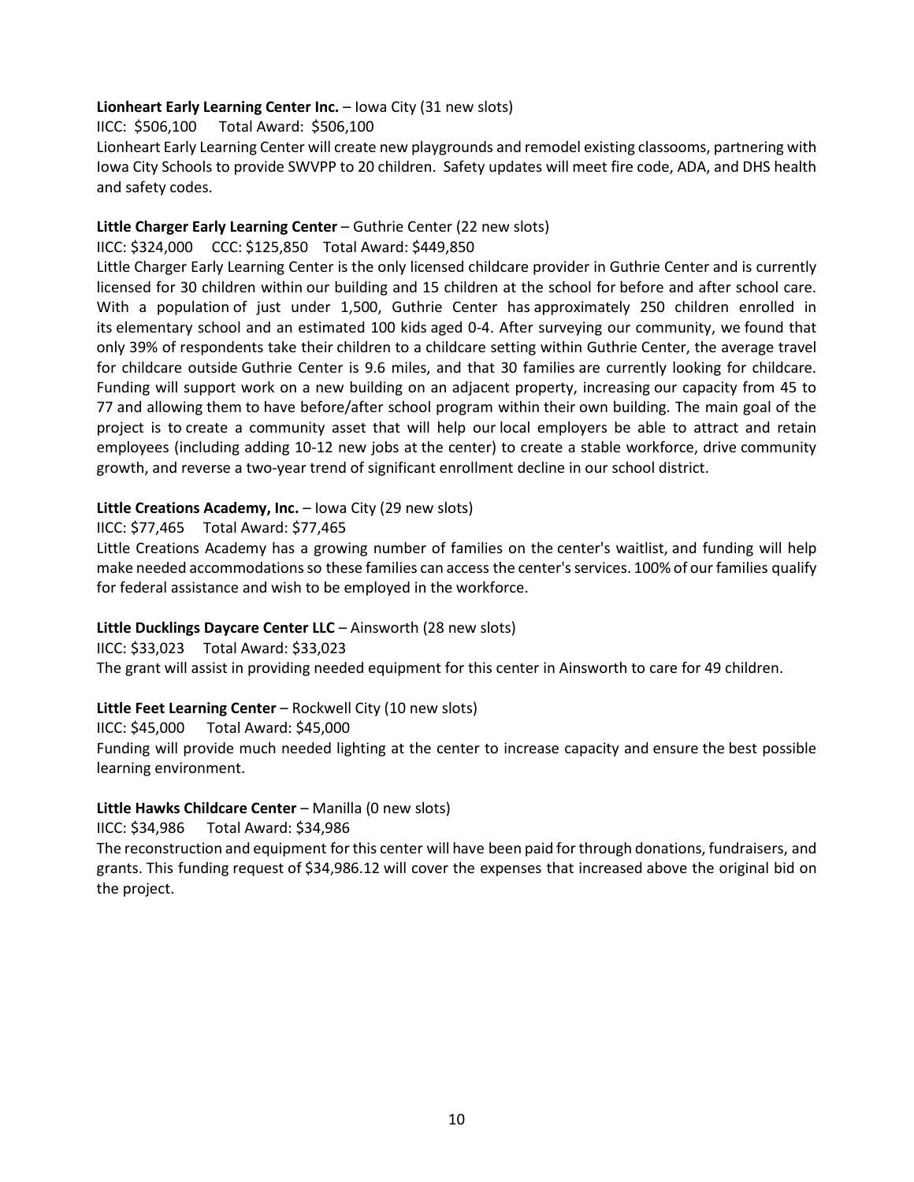**Lionheart Early Learning Center Inc.** – Iowa City (31 new slots)

IICC: $506,100  Total Award: $506,100

Lionheart Early Learning Center will create new playgrounds and remodel existing classooms, partnering with Iowa City Schools to provide SWVPP to 20 children. Safety updates will meet fire code, ADA, and DHS health and safety codes.

**Little Charger Early Learning Center** – Guthrie Center (22 new slots)

IICC: $324,000  CCC: $125,850  Total Award: $449,850

Little Charger Early Learning Center is the only licensed childcare provider in Guthrie Center and is currently licensed for 30 children within our building and 15 children at the school for before and after school care. With a population of just under 1,500, Guthrie Center has approximately 250 children enrolled in its elementary school and an estimated 100 kids aged 0-4. After surveying our community, we found that only 39% of respondents take their children to a childcare setting within Guthrie Center, the average travel for childcare outside Guthrie Center is 9.6 miles, and that 30 families are currently looking for childcare. Funding will support work on a new building on an adjacent property, increasing our capacity from 45 to 77 and allowing them to have before/after school program within their own building. The main goal of the project is to create a community asset that will help our local employers be able to attract and retain employees (including adding 10-12 new jobs at the center) to create a stable workforce, drive community growth, and reverse a two-year trend of significant enrollment decline in our school district.

**Little Creations Academy, Inc.** – Iowa City (29 new slots)

IICC: $77,465  Total Award: $77,465

Little Creations Academy has a growing number of families on the center's waitlist, and funding will help make needed accommodations so these families can access the center's services. 100% of our families qualify for federal assistance and wish to be employed in the workforce.

**Little Ducklings Daycare Center LLC** – Ainsworth (28 new slots)

IICC: $33,023  Total Award: $33,023

The grant will assist in providing needed equipment for this center in Ainsworth to care for 49 children.

**Little Feet Learning Center** – Rockwell City (10 new slots)

IICC: $45,000  Total Award: $45,000

Funding will provide much needed lighting at the center to increase capacity and ensure the best possible learning environment.

**Little Hawks Childcare Center** – Manilla (0 new slots)

IICC: $34,986  Total Award: $34,986

The reconstruction and equipment for this center will have been paid for through donations, fundraisers, and grants. This funding request of $34,986.12 will cover the expenses that increased above the original bid on the project.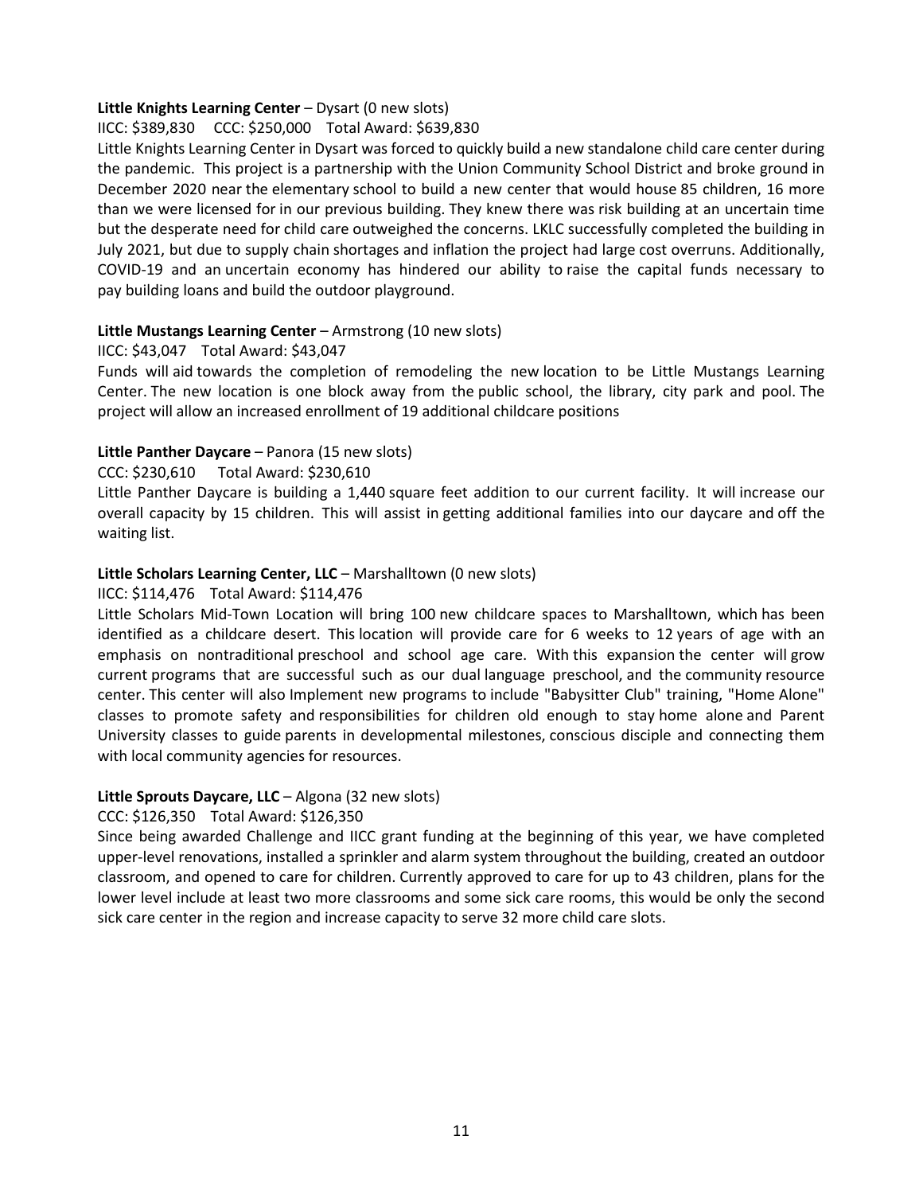**Little Knights Learning Center** – Dysart (0 new slots)

IICC: $389,830    CCC: $250,000    Total Award: $639,830

Little Knights Learning Center in Dysart was forced to quickly build a new standalone child care center during the pandemic. This project is a partnership with the Union Community School District and broke ground in December 2020 near the elementary school to build a new center that would house 85 children, 16 more than we were licensed for in our previous building. They knew there was risk building at an uncertain time but the desperate need for child care outweighed the concerns. LKLC successfully completed the building in July 2021, but due to supply chain shortages and inflation the project had large cost overruns. Additionally, COVID-19 and an uncertain economy has hindered our ability to raise the capital funds necessary to pay building loans and build the outdoor playground.

**Little Mustangs Learning Center** – Armstrong (10 new slots)

IICC: $43,047    Total Award: $43,047

Funds will aid towards the completion of remodeling the new location to be Little Mustangs Learning Center. The new location is one block away from the public school, the library, city park and pool. The project will allow an increased enrollment of 19 additional childcare positions

**Little Panther Daycare** – Panora (15 new slots)

CCC: $230,610    Total Award: $230,610

Little Panther Daycare is building a 1,440 square feet addition to our current facility. It will increase our overall capacity by 15 children. This will assist in getting additional families into our daycare and off the waiting list.

**Little Scholars Learning Center, LLC** – Marshalltown (0 new slots)

IICC: $114,476    Total Award: $114,476

Little Scholars Mid-Town Location will bring 100 new childcare spaces to Marshalltown, which has been identified as a childcare desert. This location will provide care for 6 weeks to 12 years of age with an emphasis on nontraditional preschool and school age care. With this expansion the center will grow current programs that are successful such as our dual language preschool, and the community resource center. This center will also Implement new programs to include "Babysitter Club" training, "Home Alone" classes to promote safety and responsibilities for children old enough to stay home alone and Parent University classes to guide parents in developmental milestones, conscious disciple and connecting them with local community agencies for resources.

**Little Sprouts Daycare, LLC** – Algona (32 new slots)

CCC: $126,350    Total Award: $126,350

Since being awarded Challenge and IICC grant funding at the beginning of this year, we have completed upper-level renovations, installed a sprinkler and alarm system throughout the building, created an outdoor classroom, and opened to care for children. Currently approved to care for up to 43 children, plans for the lower level include at least two more classrooms and some sick care rooms, this would be only the second sick care center in the region and increase capacity to serve 32 more child care slots.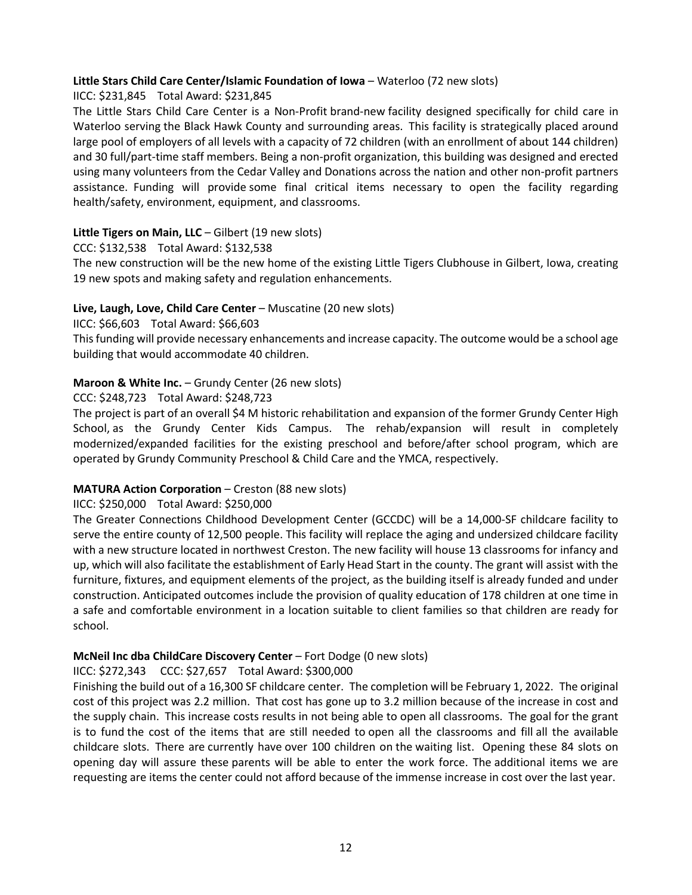**Little Stars Child Care Center/Islamic Foundation of Iowa** – Waterloo (72 new slots)

IICC: $231,845 Total Award: $231,845

The Little Stars Child Care Center is a Non-Profit brand-new facility designed specifically for child care in Waterloo serving the Black Hawk County and surrounding areas. This facility is strategically placed around large pool of employers of all levels with a capacity of 72 children (with an enrollment of about 144 children) and 30 full/part-time staff members. Being a non-profit organization, this building was designed and erected using many volunteers from the Cedar Valley and Donations across the nation and other non-profit partners assistance. Funding will provide some final critical items necessary to open the facility regarding health/safety, environment, equipment, and classrooms.

**Little Tigers on Main, LLC** – Gilbert (19 new slots)

CCC: $132,538 Total Award: $132,538

The new construction will be the new home of the existing Little Tigers Clubhouse in Gilbert, Iowa, creating 19 new spots and making safety and regulation enhancements.

**Live, Laugh, Love, Child Care Center** – Muscatine (20 new slots)

IICC: $66,603 Total Award: $66,603

This funding will provide necessary enhancements and increase capacity. The outcome would be a school age building that would accommodate 40 children.

**Maroon & White Inc.** – Grundy Center (26 new slots)

CCC: $248,723 Total Award: $248,723

The project is part of an overall $4 M historic rehabilitation and expansion of the former Grundy Center High School, as the Grundy Center Kids Campus. The rehab/expansion will result in completely modernized/expanded facilities for the existing preschool and before/after school program, which are operated by Grundy Community Preschool & Child Care and the YMCA, respectively.

**MATURA Action Corporation** – Creston (88 new slots)

IICC: $250,000 Total Award: $250,000

The Greater Connections Childhood Development Center (GCCDC) will be a 14,000-SF childcare facility to serve the entire county of 12,500 people. This facility will replace the aging and undersized childcare facility with a new structure located in northwest Creston. The new facility will house 13 classrooms for infancy and up, which will also facilitate the establishment of Early Head Start in the county. The grant will assist with the furniture, fixtures, and equipment elements of the project, as the building itself is already funded and under construction. Anticipated outcomes include the provision of quality education of 178 children at one time in a safe and comfortable environment in a location suitable to client families so that children are ready for school.

**McNeil Inc dba ChildCare Discovery Center** – Fort Dodge (0 new slots)

IICC: $272,343 CCC: $27,657 Total Award: $300,000

Finishing the build out of a 16,300 SF childcare center. The completion will be February 1, 2022. The original cost of this project was 2.2 million. That cost has gone up to 3.2 million because of the increase in cost and the supply chain. This increase costs results in not being able to open all classrooms. The goal for the grant is to fund the cost of the items that are still needed to open all the classrooms and fill all the available childcare slots. There are currently have over 100 children on the waiting list. Opening these 84 slots on opening day will assure these parents will be able to enter the work force. The additional items we are requesting are items the center could not afford because of the immense increase in cost over the last year.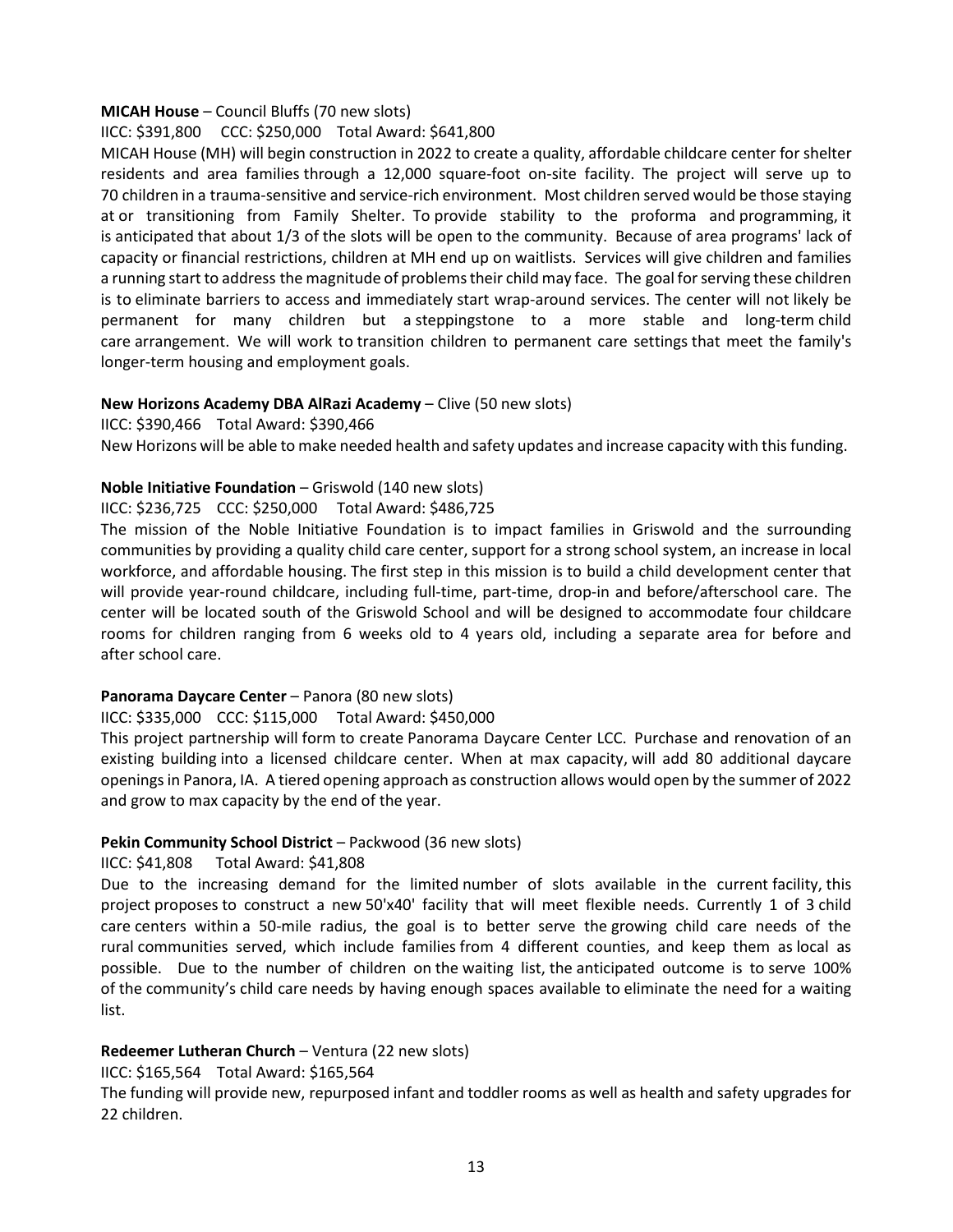**MICAH House** – Council Bluffs (70 new slots)

IICC: $391,800 CCC: $250,000 Total Award: $641,800

MICAH House (MH) will begin construction in 2022 to create a quality, affordable childcare center for shelter residents and area families through a 12,000 square-foot on-site facility. The project will serve up to 70 children in a trauma-sensitive and service-rich environment. Most children served would be those staying at or transitioning from Family Shelter. To provide stability to the proforma and programming, it is anticipated that about 1/3 of the slots will be open to the community. Because of area programs' lack of capacity or financial restrictions, children at MH end up on waitlists. Services will give children and families a running start to address the magnitude of problems their child may face. The goal for serving these children is to eliminate barriers to access and immediately start wrap-around services. The center will not likely be permanent for many children but a steppingstone to a more stable and long-term child care arrangement. We will work to transition children to permanent care settings that meet the family's longer-term housing and employment goals.

**New Horizons Academy DBA AlRazi Academy** – Clive (50 new slots)

IICC: $390,466 Total Award: $390,466

New Horizons will be able to make needed health and safety updates and increase capacity with this funding.

**Noble Initiative Foundation** – Griswold (140 new slots)

IICC: $236,725 CCC: $250,000 Total Award: $486,725

The mission of the Noble Initiative Foundation is to impact families in Griswold and the surrounding communities by providing a quality child care center, support for a strong school system, an increase in local workforce, and affordable housing. The first step in this mission is to build a child development center that will provide year-round childcare, including full-time, part-time, drop-in and before/afterschool care. The center will be located south of the Griswold School and will be designed to accommodate four childcare rooms for children ranging from 6 weeks old to 4 years old, including a separate area for before and after school care.

**Panorama Daycare Center** – Panora (80 new slots)

IICC: $335,000 CCC: $115,000 Total Award: $450,000

This project partnership will form to create Panorama Daycare Center LCC. Purchase and renovation of an existing building into a licensed childcare center. When at max capacity, will add 80 additional daycare openings in Panora, IA. A tiered opening approach as construction allows would open by the summer of 2022 and grow to max capacity by the end of the year.

**Pekin Community School District** – Packwood (36 new slots)

IICC: $41,808 Total Award: $41,808

Due to the increasing demand for the limited number of slots available in the current facility, this project proposes to construct a new 50'x40' facility that will meet flexible needs. Currently 1 of 3 child care centers within a 50-mile radius, the goal is to better serve the growing child care needs of the rural communities served, which include families from 4 different counties, and keep them as local as possible. Due to the number of children on the waiting list, the anticipated outcome is to serve 100% of the community's child care needs by having enough spaces available to eliminate the need for a waiting list.

**Redeemer Lutheran Church** – Ventura (22 new slots)

IICC: $165,564 Total Award: $165,564

The funding will provide new, repurposed infant and toddler rooms as well as health and safety upgrades for 22 children.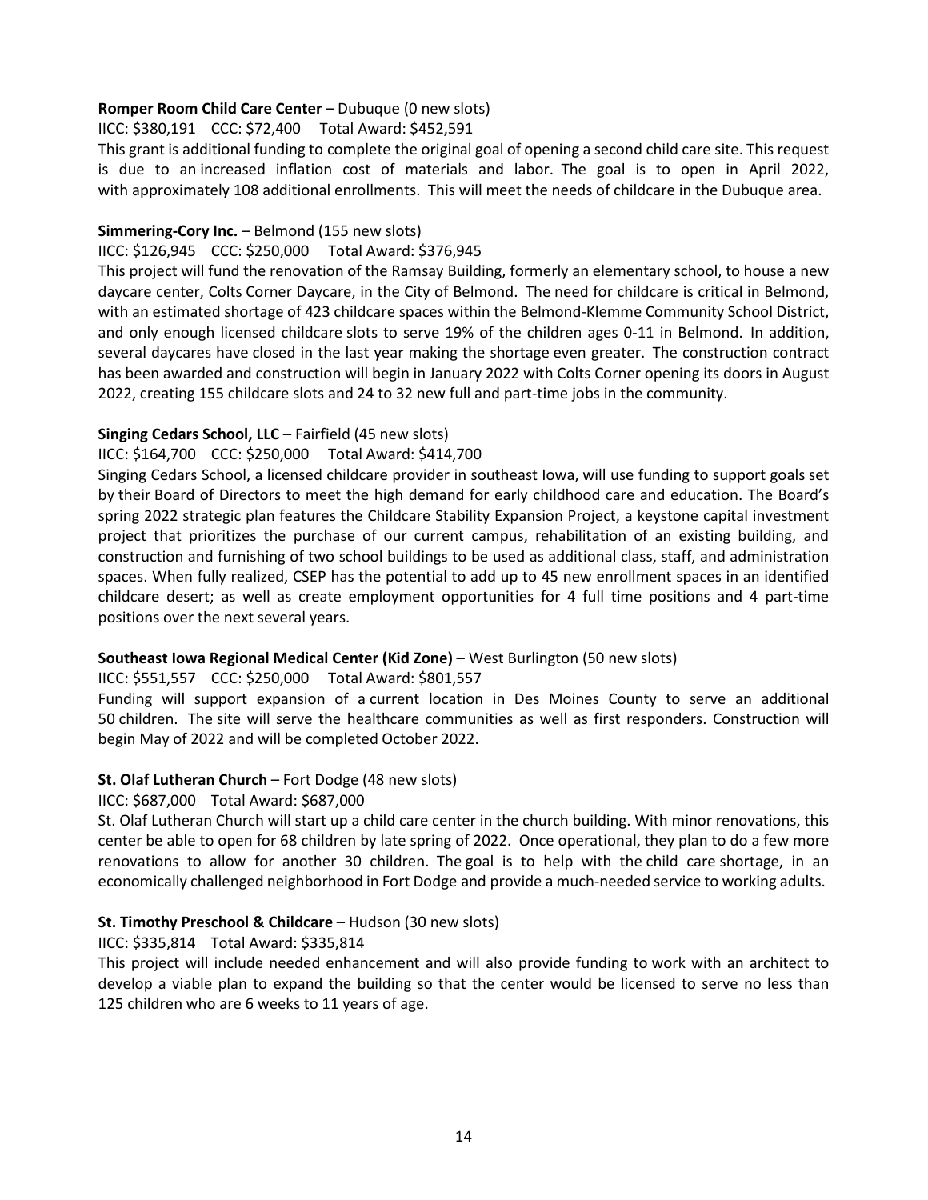**Romper Room Child Care Center** – Dubuque (0 new slots)

IICC: $380,191 CCC: $72,400 Total Award: $452,591

This grant is additional funding to complete the original goal of opening a second child care site. This request is due to an increased inflation cost of materials and labor. The goal is to open in April 2022, with approximately 108 additional enrollments. This will meet the needs of childcare in the Dubuque area.

**Simmering-Cory Inc.** – Belmond (155 new slots)

IICC: $126,945 CCC: $250,000 Total Award: $376,945

This project will fund the renovation of the Ramsay Building, formerly an elementary school, to house a new daycare center, Colts Corner Daycare, in the City of Belmond. The need for childcare is critical in Belmond, with an estimated shortage of 423 childcare spaces within the Belmond-Klemme Community School District, and only enough licensed childcare slots to serve 19% of the children ages 0-11 in Belmond. In addition, several daycares have closed in the last year making the shortage even greater. The construction contract has been awarded and construction will begin in January 2022 with Colts Corner opening its doors in August 2022, creating 155 childcare slots and 24 to 32 new full and part-time jobs in the community.

**Singing Cedars School, LLC** – Fairfield (45 new slots)

IICC: $164,700 CCC: $250,000 Total Award: $414,700

Singing Cedars School, a licensed childcare provider in southeast Iowa, will use funding to support goals set by their Board of Directors to meet the high demand for early childhood care and education. The Board's spring 2022 strategic plan features the Childcare Stability Expansion Project, a keystone capital investment project that prioritizes the purchase of our current campus, rehabilitation of an existing building, and construction and furnishing of two school buildings to be used as additional class, staff, and administration spaces. When fully realized, CSEP has the potential to add up to 45 new enrollment spaces in an identified childcare desert; as well as create employment opportunities for 4 full time positions and 4 part-time positions over the next several years.

**Southeast Iowa Regional Medical Center (Kid Zone)** – West Burlington (50 new slots)

IICC: $551,557 CCC: $250,000 Total Award: $801,557

Funding will support expansion of a current location in Des Moines County to serve an additional 50 children. The site will serve the healthcare communities as well as first responders. Construction will begin May of 2022 and will be completed October 2022.

**St. Olaf Lutheran Church** – Fort Dodge (48 new slots)

IICC: $687,000 Total Award: $687,000

St. Olaf Lutheran Church will start up a child care center in the church building. With minor renovations, this center be able to open for 68 children by late spring of 2022. Once operational, they plan to do a few more renovations to allow for another 30 children. The goal is to help with the child care shortage, in an economically challenged neighborhood in Fort Dodge and provide a much-needed service to working adults.

**St. Timothy Preschool & Childcare** – Hudson (30 new slots)

IICC: $335,814 Total Award: $335,814

This project will include needed enhancement and will also provide funding to work with an architect to develop a viable plan to expand the building so that the center would be licensed to serve no less than 125 children who are 6 weeks to 11 years of age.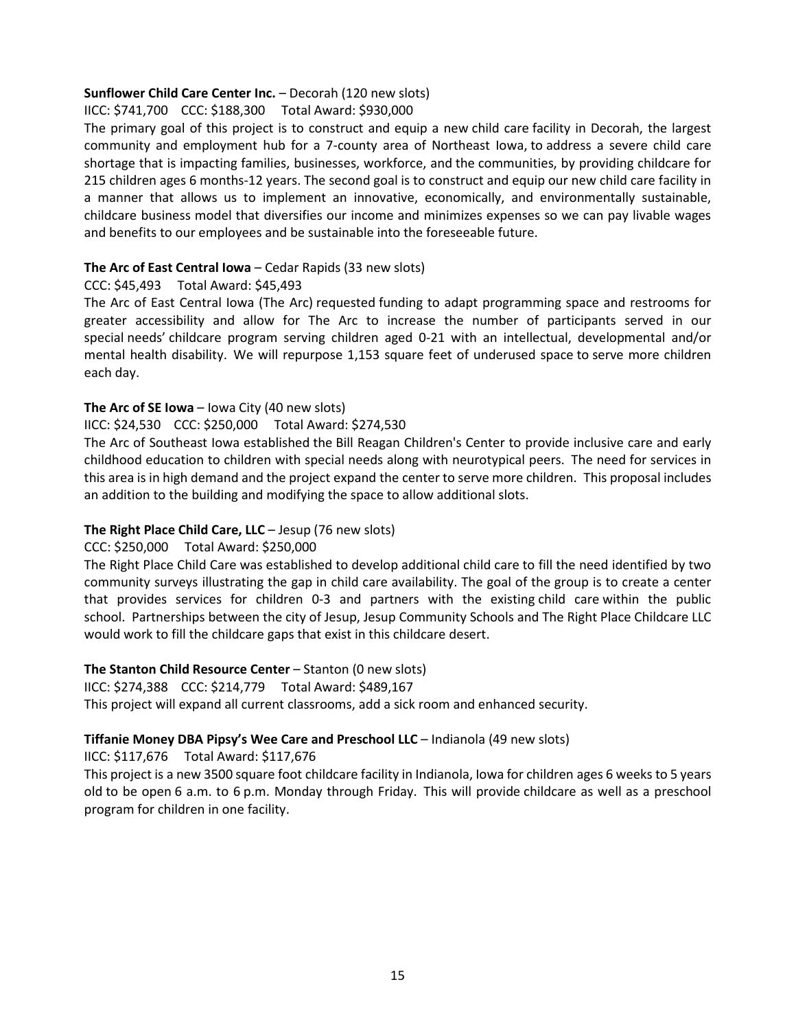**Sunflower Child Care Center Inc.** – Decorah (120 new slots)

IICC: $741,700  CCC: $188,300  Total Award: $930,000

The primary goal of this project is to construct and equip a new child care facility in Decorah, the largest community and employment hub for a 7-county area of Northeast Iowa, to address a severe child care shortage that is impacting families, businesses, workforce, and the communities, by providing childcare for 215 children ages 6 months-12 years. The second goal is to construct and equip our new child care facility in a manner that allows us to implement an innovative, economically, and environmentally sustainable, childcare business model that diversifies our income and minimizes expenses so we can pay livable wages and benefits to our employees and be sustainable into the foreseeable future.

**The Arc of East Central Iowa** – Cedar Rapids (33 new slots)

CCC: $45,493  Total Award: $45,493

The Arc of East Central Iowa (The Arc) requested funding to adapt programming space and restrooms for greater accessibility and allow for The Arc to increase the number of participants served in our special needs' childcare program serving children aged 0-21 with an intellectual, developmental and/or mental health disability. We will repurpose 1,153 square feet of underused space to serve more children each day.

**The Arc of SE Iowa** – Iowa City (40 new slots)

IICC: $24,530  CCC: $250,000  Total Award: $274,530

The Arc of Southeast Iowa established the Bill Reagan Children's Center to provide inclusive care and early childhood education to children with special needs along with neurotypical peers. The need for services in this area is in high demand and the project expand the center to serve more children. This proposal includes an addition to the building and modifying the space to allow additional slots.

**The Right Place Child Care, LLC** – Jesup (76 new slots)

CCC: $250,000  Total Award: $250,000

The Right Place Child Care was established to develop additional child care to fill the need identified by two community surveys illustrating the gap in child care availability. The goal of the group is to create a center that provides services for children 0-3 and partners with the existing child care within the public school. Partnerships between the city of Jesup, Jesup Community Schools and The Right Place Childcare LLC would work to fill the childcare gaps that exist in this childcare desert.

**The Stanton Child Resource Center** – Stanton (0 new slots)

IICC: $274,388  CCC: $214,779  Total Award: $489,167

This project will expand all current classrooms, add a sick room and enhanced security.

**Tiffanie Money DBA Pipsy's Wee Care and Preschool LLC** – Indianola (49 new slots)

IICC: $117,676  Total Award: $117,676

This project is a new 3500 square foot childcare facility in Indianola, Iowa for children ages 6 weeks to 5 years old to be open 6 a.m. to 6 p.m. Monday through Friday. This will provide childcare as well as a preschool program for children in one facility.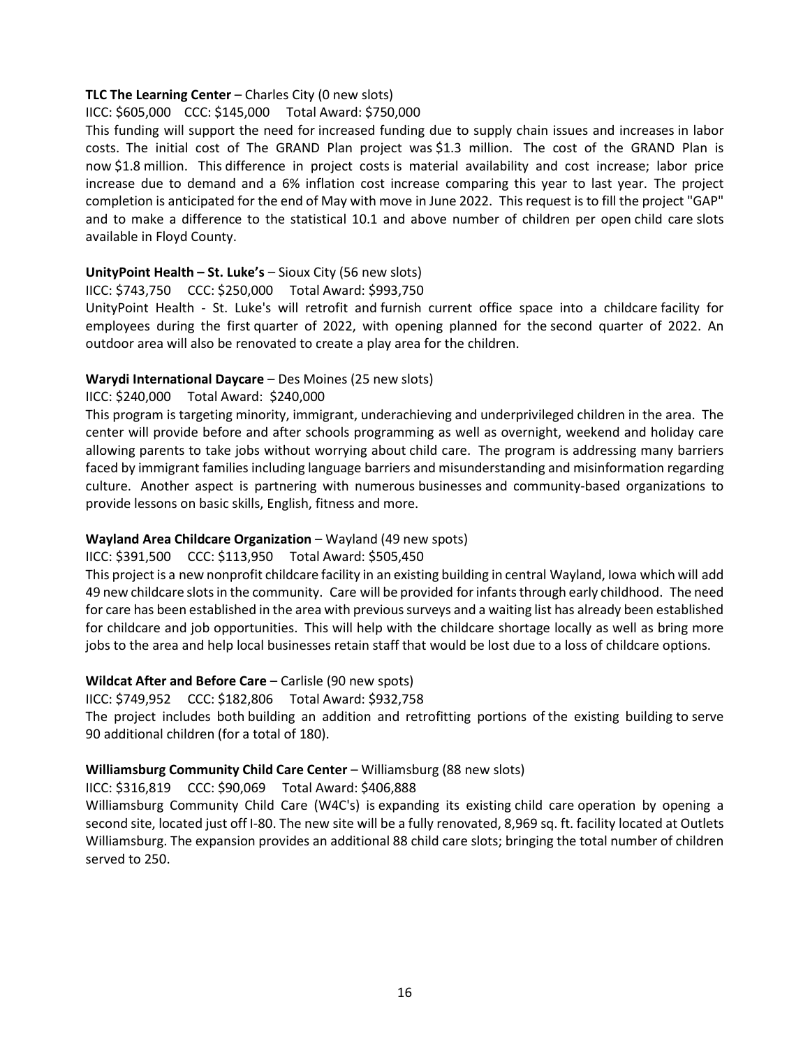**TLC The Learning Center** – Charles City (0 new slots)

IICC: $605,000 CCC: $145,000 Total Award: $750,000

This funding will support the need for increased funding due to supply chain issues and increases in labor costs. The initial cost of The GRAND Plan project was $1.3 million. The cost of the GRAND Plan is now $1.8 million. This difference in project costs is material availability and cost increase; labor price increase due to demand and a 6% inflation cost increase comparing this year to last year. The project completion is anticipated for the end of May with move in June 2022. This request is to fill the project "GAP" and to make a difference to the statistical 10.1 and above number of children per open child care slots available in Floyd County.

**UnityPoint Health – St. Luke's** – Sioux City (56 new slots)

IICC: $743,750 CCC: $250,000 Total Award: $993,750

UnityPoint Health - St. Luke's will retrofit and furnish current office space into a childcare facility for employees during the first quarter of 2022, with opening planned for the second quarter of 2022. An outdoor area will also be renovated to create a play area for the children.

**Warydi International Daycare** – Des Moines (25 new slots)

IICC: $240,000 Total Award: $240,000

This program is targeting minority, immigrant, underachieving and underprivileged children in the area. The center will provide before and after schools programming as well as overnight, weekend and holiday care allowing parents to take jobs without worrying about child care. The program is addressing many barriers faced by immigrant families including language barriers and misunderstanding and misinformation regarding culture. Another aspect is partnering with numerous businesses and community-based organizations to provide lessons on basic skills, English, fitness and more.

**Wayland Area Childcare Organization** – Wayland (49 new spots)

IICC: $391,500 CCC: $113,950 Total Award: $505,450

This project is a new nonprofit childcare facility in an existing building in central Wayland, Iowa which will add 49 new childcare slots in the community. Care will be provided for infants through early childhood. The need for care has been established in the area with previous surveys and a waiting list has already been established for childcare and job opportunities. This will help with the childcare shortage locally as well as bring more jobs to the area and help local businesses retain staff that would be lost due to a loss of childcare options.

**Wildcat After and Before Care** – Carlisle (90 new spots)

IICC: $749,952 CCC: $182,806 Total Award: $932,758

The project includes both building an addition and retrofitting portions of the existing building to serve 90 additional children (for a total of 180).

**Williamsburg Community Child Care Center** – Williamsburg (88 new slots)

IICC: $316,819 CCC: $90,069 Total Award: $406,888

Williamsburg Community Child Care (W4C's) is expanding its existing child care operation by opening a second site, located just off I-80. The new site will be a fully renovated, 8,969 sq. ft. facility located at Outlets Williamsburg. The expansion provides an additional 88 child care slots; bringing the total number of children served to 250.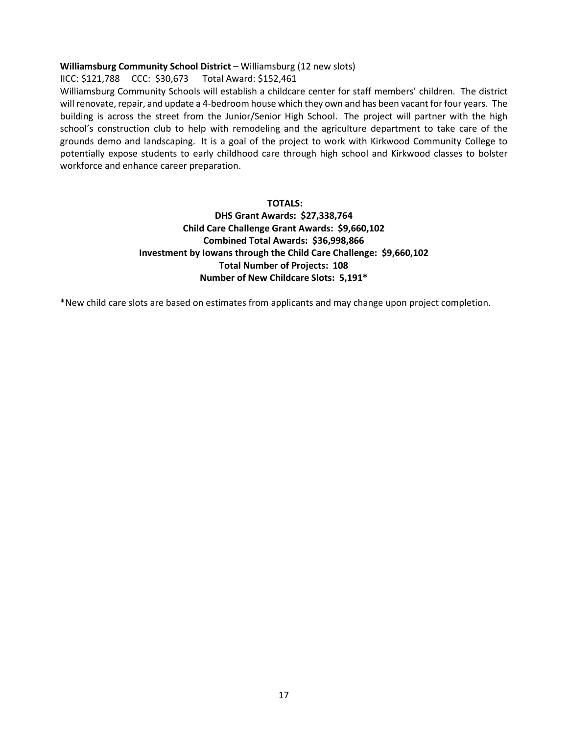**Williamsburg Community School District** – Williamsburg (12 new slots)

IICC: $121,788 CCC: $30,673 Total Award: $152,461

Williamsburg Community Schools will establish a childcare center for staff members' children. The district will renovate, repair, and update a 4-bedroom house which they own and has been vacant for four years. The building is across the street from the Junior/Senior High School. The project will partner with the high school's construction club to help with remodeling and the agriculture department to take care of the grounds demo and landscaping. It is a goal of the project to work with Kirkwood Community College to potentially expose students to early childhood care through high school and Kirkwood classes to bolster workforce and enhance career preparation.

**TOTALS:**

**DHS Grant Awards: $27,338,764**

**Child Care Challenge Grant Awards: $9,660,102**

**Combined Total Awards: $36,998,866**

**Investment by Iowans through the Child Care Challenge: $9,660,102**

**Total Number of Projects: 108**

**Number of New Childcare Slots: 5,191***

*New child care slots are based on estimates from applicants and may change upon project completion.